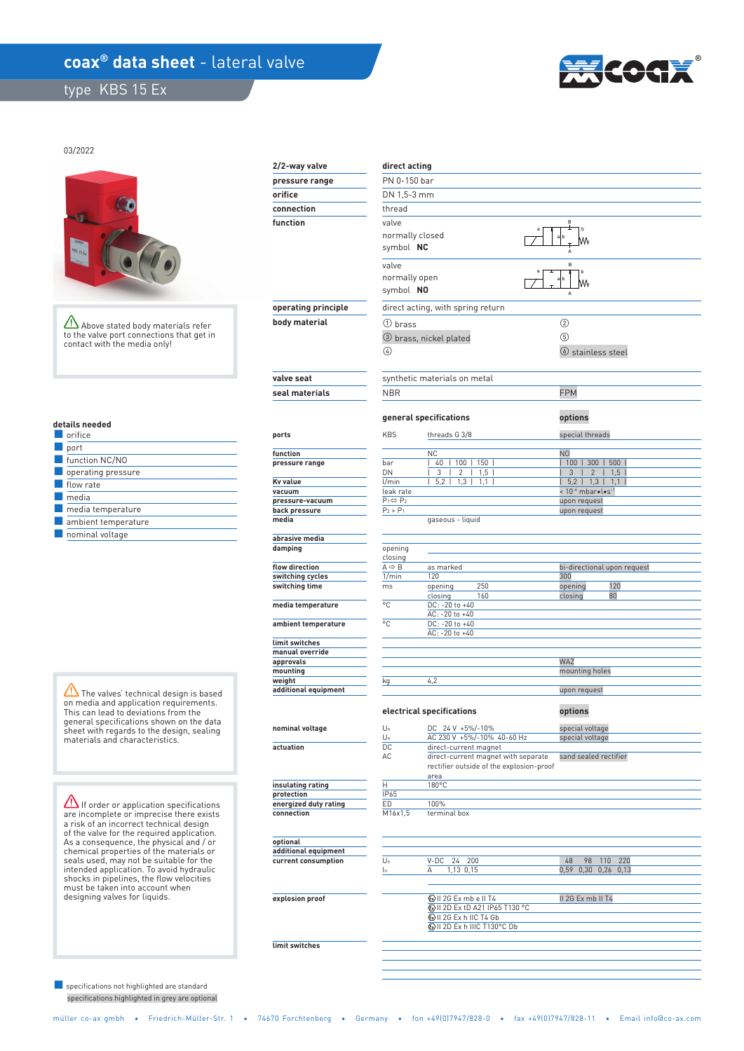# coax® data sheet - lateral valve

## type KBS 15 Ex

03/2022

⚠ Above stated body materials refer to the valve port connections that get in contact with the media only!

| | |
|---|---|
| **2/2-way valve** | **direct acting** |
| **pressure range** | PN 0-150 bar |
| **orifice** | DN 1,5-3 mm |
| **connection** | thread |
| **function** | valve normally closed symbol **NC** |
| | valve normally open symbol **NO** |
| **operating principle** | direct acting, with spring return |
| **body material** | ① brass ② ③ brass, nickel plated ⑤ ④ ⑥ stainless steel |
| **valve seat** | synthetic materials on metal |
| **seal materials** | NBR / FPM |

### details needed

- orifice
- port
- function NC/NO
- operating pressure
- flow rate
- media
- media temperature
- ambient temperature
- nominal voltage

| | | **general specifications** | **options** |
|---|---|---|---|
| **ports** | KBS | threads G 3/8 | special threads |
| **function** | | NC | NO |
| **pressure range** | bar | 40 \| 100 \| 150 | 100 \| 300 \| 500 |
| | DN | 3 \| 2 \| 1,5 | 3 \| 2 \| 1,5 |
| **Kv value** | l/min | 5,2 \| 1,3 \| 1,1 | 5,2 \| 1,3 \| 1,1 |
| **vacuum** | leak rate | | $< 10^{-6}$ mbar•l•s$^{-1}$ |
| **pressure-vacuum** | $P_1 \Leftrightarrow P_2$ | | upon request |
| **back pressure** | $P_2 > P_1$ | | upon request |
| **media** | | gaseous - liquid | |
| **abrasive media** | | | |
| **damping** | opening | | |
| | closing | | |
| **flow direction** | A ⇨ B | as marked | bi-directional upon request |
| **switching cycles** | 1/min | 120 | 300 |
| **switching time** | ms | opening 250 | opening 120 |
| | | closing 160 | closing 80 |
| **media temperature** | °C | DC: -20 to +40 | |
| | | AC: -20 to +40 | |
| **ambient temperature** | °C | DC: -20 to +40 | |
| | | AC: -20 to +40 | |
| **limit switches** | | | |
| **manual override** | | | |
| **approvals** | | | WAZ |
| **mounting** | | | mounting holes |
| **weight** | kg | 4,2 | |
| **additional equipment** | | | upon request |

⚠ The valves' technical design is based on media and application requirements. This can lead to deviations from the general specifications shown on the data sheet with regards to the design, sealing materials and characteristics.

| | | **electrical specifications** | **options** |
|---|---|---|---|
| **nominal voltage** | $U_n$ | DC 24 V +5%/-10% | special voltage |
| | $U_n$ | AC 230 V +5%/-10% 40-60 Hz | special voltage |
| **actuation** | DC | direct-current magnet | |
| | AC | direct-current magnet with separate rectifier outside of the explosion-proof area | sand sealed rectifier |
| **insulating rating** | H | 180°C | |
| **protection** | IP65 | | |
| **energized duty rating** | ED | 100% | |
| **connection** | M16x1,5 | terminal box | |
| **optional** | | | |
| **additional equipment** | | | |
| **current consumption** | $U_n$ | V-DC 24 200 | 48 98 110 220 |
| | $I_n$ | A 1,13 0,15 | 0,59 0,30 0,26 0,13 |
| **explosion proof** | | Ex II 2G Ex mb e II T4 | II 2G Ex mb II T4 |
| | | Ex II 2D Ex tD A21 IP65 T130 °C | |
| | | Ex II 2G Ex h IIC T4 Gb | |
| | | Ex II 2D Ex h IIIC T130°C Db | |
| **limit switches** | | | |

⚠ If order or application specifications are incomplete or imprecise there exists a risk of an incorrect technical design of the valve for the required application. As a consequence, the physical and / or chemical properties of the materials or seals used, may not be suitable for the intended application. To avoid hydraulic shocks in pipelines, the flow velocities must be taken into account when designing valves for liquids.

specifications not highlighted are standard
specifications highlighted in grey are optional

müller co-ax gmbh • Friedrich-Müller-Str. 1 • 74670 Forchtenberg • Germany • fon +49(0)7947/828-0 • fax +49(0)7947/828-11 • Email info@co-ax.com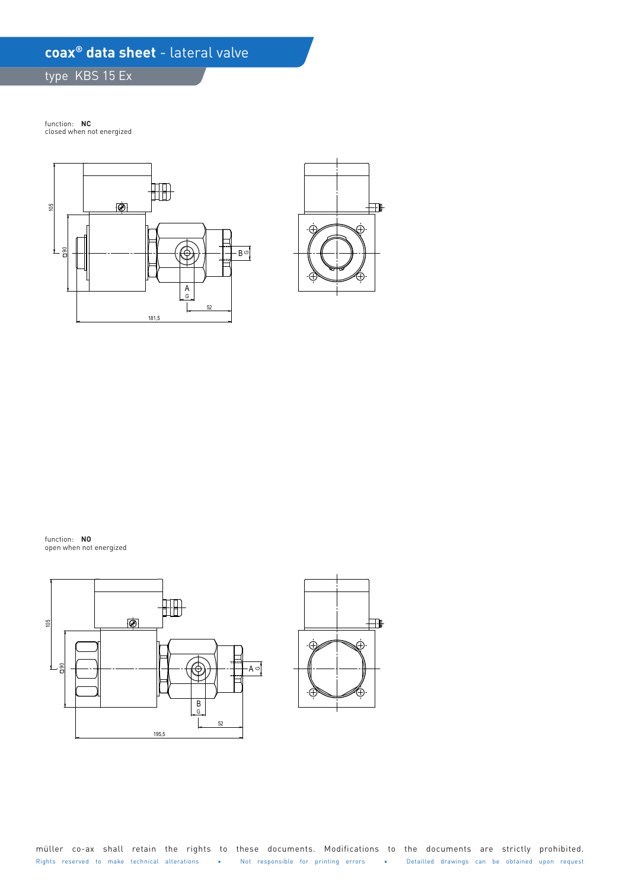# coax® data sheet - lateral valve

## type KBS 15 Ex

function: **NC**
closed when not energized

105
□90
A
G
B
G
52
181,5

function: **NO**
open when not energized

105
□90
B
G
A
G
52
195,5

müller co-ax shall retain the rights to these documents. Modifications to the documents are strictly prohibited.
Rights reserved to make technical alterations • Not responsible for printing errors • Detailled drawings can be obtained upon request